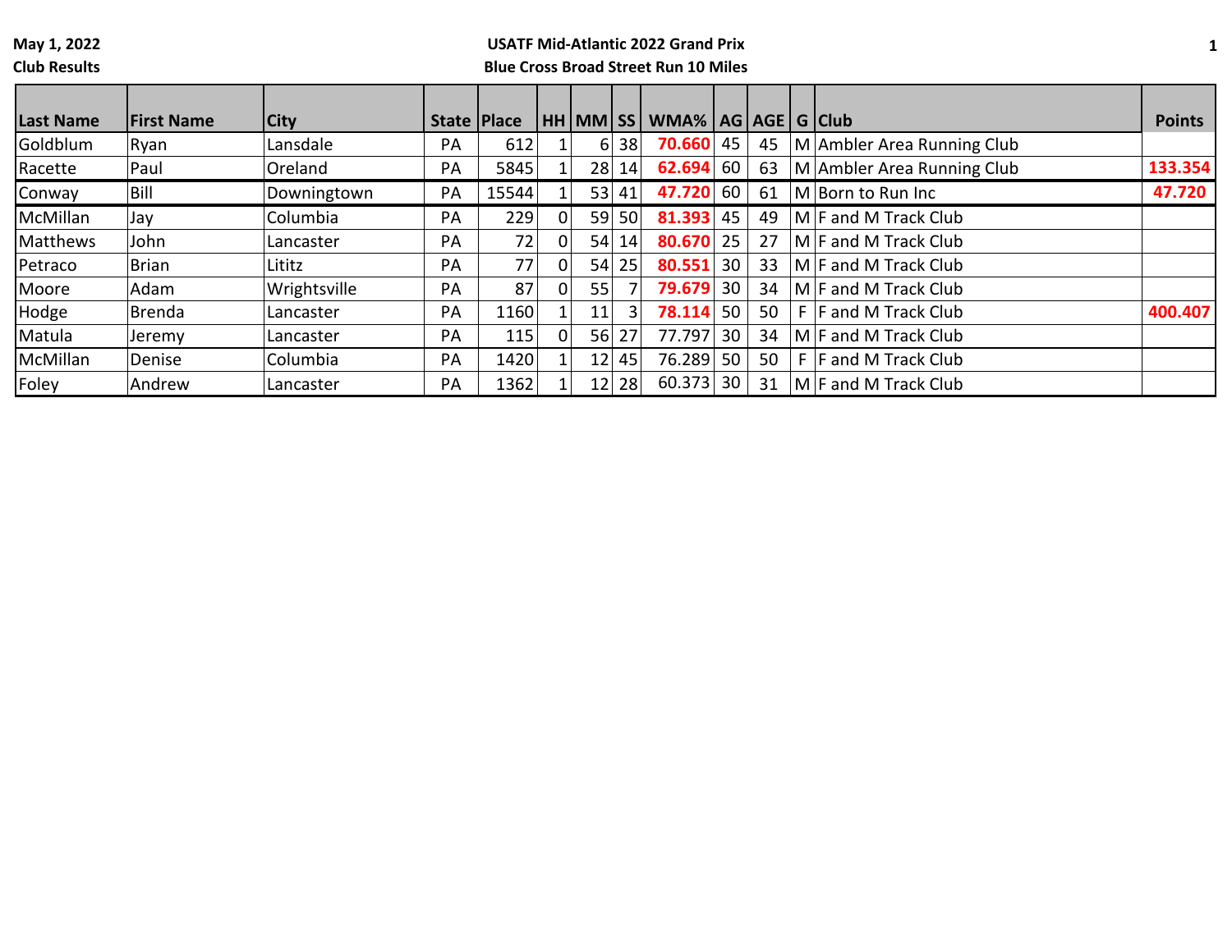May 1, 2022

Club Results

**USATF Mid-Atlantic 2022 Grand Prix**

**Blue Cross Broad Street Run 10 Miles**

| Last Name | First Name | City | State | Place | HH | MM | SS | WMA% | AG | AGE | G | Club | Points |
|---|---|---|---|---|---|---|---|---|---|---|---|---|---|
| Goldblum | Ryan | Lansdale | PA | 612 | 1 | 6 | 38 | **70.660** | 45 | 45 | M | Ambler Area Running Club | |
| Racette | Paul | Oreland | PA | 5845 | 1 | 28 | 14 | **62.694** | 60 | 63 | M | Ambler Area Running Club | **133.354** |
| Conway | Bill | Downingtown | PA | 15544 | 1 | 53 | 41 | **47.720** | 60 | 61 | M | Born to Run Inc | **47.720** |
| McMillan | Jay | Columbia | PA | 229 | 0 | 59 | 50 | **81.393** | 45 | 49 | M | F and M Track Club | |
| Matthews | John | Lancaster | PA | 72 | 0 | 54 | 14 | **80.670** | 25 | 27 | M | F and M Track Club | |
| Petraco | Brian | Lititz | PA | 77 | 0 | 54 | 25 | **80.551** | 30 | 33 | M | F and M Track Club | |
| Moore | Adam | Wrightsville | PA | 87 | 0 | 55 | 7 | **79.679** | 30 | 34 | M | F and M Track Club | |
| Hodge | Brenda | Lancaster | PA | 1160 | 1 | 11 | 3 | **78.114** | 50 | 50 | F | F and M Track Club | **400.407** |
| Matula | Jeremy | Lancaster | PA | 115 | 0 | 56 | 27 | 77.797 | 30 | 34 | M | F and M Track Club | |
| McMillan | Denise | Columbia | PA | 1420 | 1 | 12 | 45 | 76.289 | 50 | 50 | F | F and M Track Club | |
| Foley | Andrew | Lancaster | PA | 1362 | 1 | 12 | 28 | 60.373 | 30 | 31 | M | F and M Track Club | |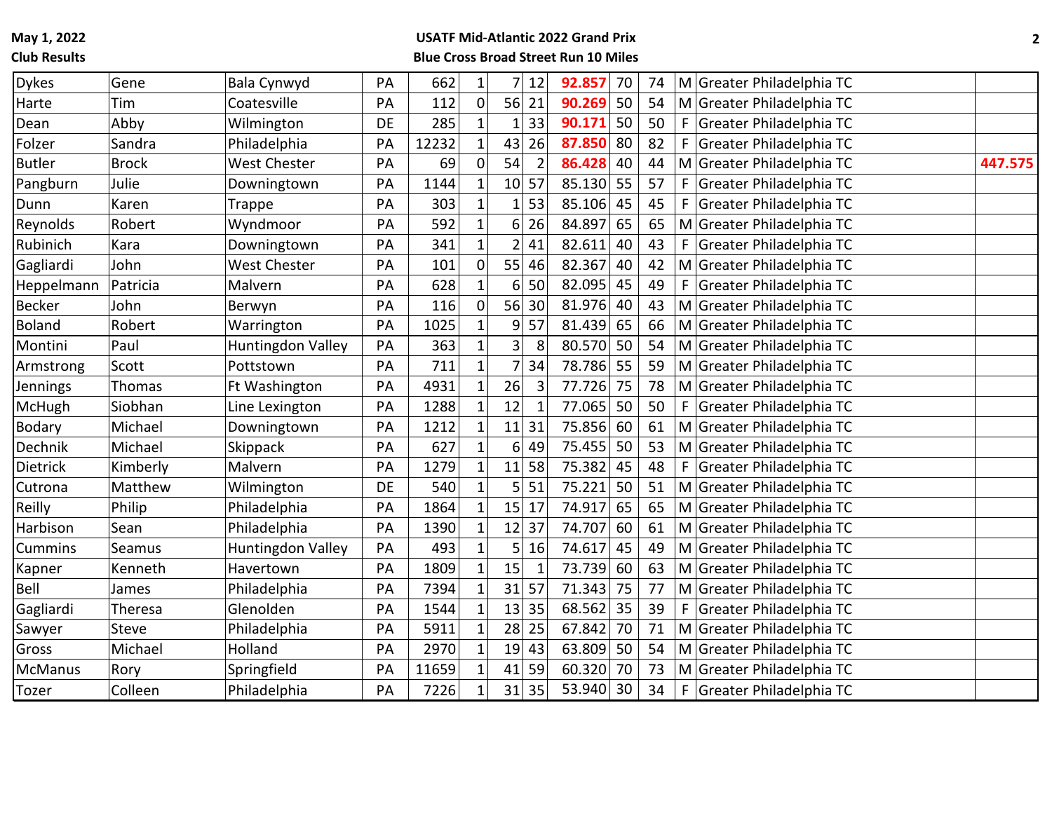**May 1, 2022**
**Club Results**

**USATF Mid-Atlantic 2022 Grand Prix**
**Blue Cross Broad Street Run 10 Miles**

| | | | | | | | | | | | | | |
|---|---|---|---|---|---|---|---|---|---|---|---|---|---|
| Dykes | Gene | Bala Cynwyd | PA | 662 | 1 | 7 | 12 | **92.857** | 70 | 74 | M | Greater Philadelphia TC | |
| Harte | Tim | Coatesville | PA | 112 | 0 | 56 | 21 | **90.269** | 50 | 54 | M | Greater Philadelphia TC | |
| Dean | Abby | Wilmington | DE | 285 | 1 | 1 | 33 | **90.171** | 50 | 50 | F | Greater Philadelphia TC | |
| Folzer | Sandra | Philadelphia | PA | 12232 | 1 | 43 | 26 | **87.850** | 80 | 82 | F | Greater Philadelphia TC | |
| Butler | Brock | West Chester | PA | 69 | 0 | 54 | 2 | **86.428** | 40 | 44 | M | Greater Philadelphia TC | **447.575** |
| Pangburn | Julie | Downingtown | PA | 1144 | 1 | 10 | 57 | 85.130 | 55 | 57 | F | Greater Philadelphia TC | |
| Dunn | Karen | Trappe | PA | 303 | 1 | 1 | 53 | 85.106 | 45 | 45 | F | Greater Philadelphia TC | |
| Reynolds | Robert | Wyndmoor | PA | 592 | 1 | 6 | 26 | 84.897 | 65 | 65 | M | Greater Philadelphia TC | |
| Rubinich | Kara | Downingtown | PA | 341 | 1 | 2 | 41 | 82.611 | 40 | 43 | F | Greater Philadelphia TC | |
| Gagliardi | John | West Chester | PA | 101 | 0 | 55 | 46 | 82.367 | 40 | 42 | M | Greater Philadelphia TC | |
| Heppelmann | Patricia | Malvern | PA | 628 | 1 | 6 | 50 | 82.095 | 45 | 49 | F | Greater Philadelphia TC | |
| Becker | John | Berwyn | PA | 116 | 0 | 56 | 30 | 81.976 | 40 | 43 | M | Greater Philadelphia TC | |
| Boland | Robert | Warrington | PA | 1025 | 1 | 9 | 57 | 81.439 | 65 | 66 | M | Greater Philadelphia TC | |
| Montini | Paul | Huntingdon Valley | PA | 363 | 1 | 3 | 8 | 80.570 | 50 | 54 | M | Greater Philadelphia TC | |
| Armstrong | Scott | Pottstown | PA | 711 | 1 | 7 | 34 | 78.786 | 55 | 59 | M | Greater Philadelphia TC | |
| Jennings | Thomas | Ft Washington | PA | 4931 | 1 | 26 | 3 | 77.726 | 75 | 78 | M | Greater Philadelphia TC | |
| McHugh | Siobhan | Line Lexington | PA | 1288 | 1 | 12 | 1 | 77.065 | 50 | 50 | F | Greater Philadelphia TC | |
| Bodary | Michael | Downingtown | PA | 1212 | 1 | 11 | 31 | 75.856 | 60 | 61 | M | Greater Philadelphia TC | |
| Dechnik | Michael | Skippack | PA | 627 | 1 | 6 | 49 | 75.455 | 50 | 53 | M | Greater Philadelphia TC | |
| Dietrick | Kimberly | Malvern | PA | 1279 | 1 | 11 | 58 | 75.382 | 45 | 48 | F | Greater Philadelphia TC | |
| Cutrona | Matthew | Wilmington | DE | 540 | 1 | 5 | 51 | 75.221 | 50 | 51 | M | Greater Philadelphia TC | |
| Reilly | Philip | Philadelphia | PA | 1864 | 1 | 15 | 17 | 74.917 | 65 | 65 | M | Greater Philadelphia TC | |
| Harbison | Sean | Philadelphia | PA | 1390 | 1 | 12 | 37 | 74.707 | 60 | 61 | M | Greater Philadelphia TC | |
| Cummins | Seamus | Huntingdon Valley | PA | 493 | 1 | 5 | 16 | 74.617 | 45 | 49 | M | Greater Philadelphia TC | |
| Kapner | Kenneth | Havertown | PA | 1809 | 1 | 15 | 1 | 73.739 | 60 | 63 | M | Greater Philadelphia TC | |
| Bell | James | Philadelphia | PA | 7394 | 1 | 31 | 57 | 71.343 | 75 | 77 | M | Greater Philadelphia TC | |
| Gagliardi | Theresa | Glenolden | PA | 1544 | 1 | 13 | 35 | 68.562 | 35 | 39 | F | Greater Philadelphia TC | |
| Sawyer | Steve | Philadelphia | PA | 5911 | 1 | 28 | 25 | 67.842 | 70 | 71 | M | Greater Philadelphia TC | |
| Gross | Michael | Holland | PA | 2970 | 1 | 19 | 43 | 63.809 | 50 | 54 | M | Greater Philadelphia TC | |
| McManus | Rory | Springfield | PA | 11659 | 1 | 41 | 59 | 60.320 | 70 | 73 | M | Greater Philadelphia TC | |
| Tozer | Colleen | Philadelphia | PA | 7226 | 1 | 31 | 35 | 53.940 | 30 | 34 | F | Greater Philadelphia TC | |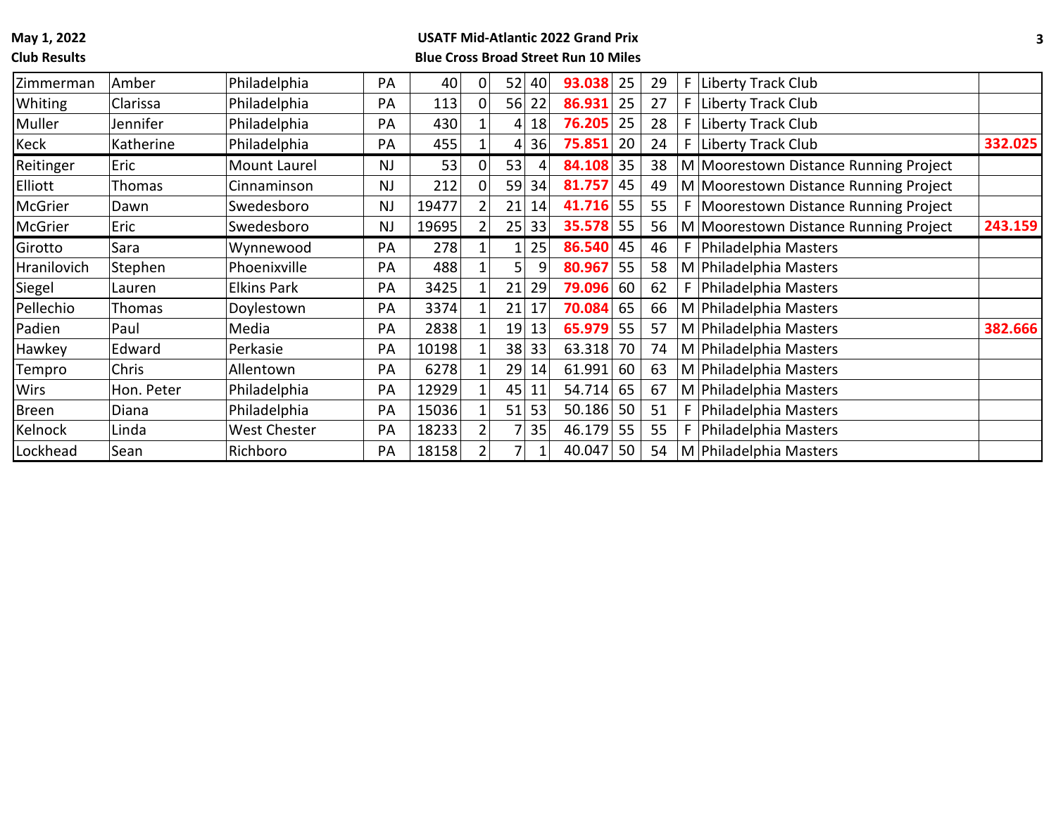May 1, 2022

Club Results

**USATF Mid-Atlantic 2022 Grand Prix**

**Blue Cross Broad Street Run 10 Miles**

| | | | | | | | | | | | | | |
|---|---|---|---|---|---|---|---|---|---|---|---|---|---|
| Zimmerman | Amber | Philadelphia | PA | 40 | 0 | 52 | 40 | **93.038** | 25 | 29 | F | Liberty Track Club | |
| Whiting | Clarissa | Philadelphia | PA | 113 | 0 | 56 | 22 | **86.931** | 25 | 27 | F | Liberty Track Club | |
| Muller | Jennifer | Philadelphia | PA | 430 | 1 | 4 | 18 | **76.205** | 25 | 28 | F | Liberty Track Club | |
| Keck | Katherine | Philadelphia | PA | 455 | 1 | 4 | 36 | **75.851** | 20 | 24 | F | Liberty Track Club | **332.025** |
| Reitinger | Eric | Mount Laurel | NJ | 53 | 0 | 53 | 4 | **84.108** | 35 | 38 | M | Moorestown Distance Running Project | |
| Elliott | Thomas | Cinnaminson | NJ | 212 | 0 | 59 | 34 | **81.757** | 45 | 49 | M | Moorestown Distance Running Project | |
| McGrier | Dawn | Swedesboro | NJ | 19477 | 2 | 21 | 14 | **41.716** | 55 | 55 | F | Moorestown Distance Running Project | |
| McGrier | Eric | Swedesboro | NJ | 19695 | 2 | 25 | 33 | **35.578** | 55 | 56 | M | Moorestown Distance Running Project | **243.159** |
| Girotto | Sara | Wynnewood | PA | 278 | 1 | 1 | 25 | **86.540** | 45 | 46 | F | Philadelphia Masters | |
| Hranilovich | Stephen | Phoenixville | PA | 488 | 1 | 5 | 9 | **80.967** | 55 | 58 | M | Philadelphia Masters | |
| Siegel | Lauren | Elkins Park | PA | 3425 | 1 | 21 | 29 | **79.096** | 60 | 62 | F | Philadelphia Masters | |
| Pellechio | Thomas | Doylestown | PA | 3374 | 1 | 21 | 17 | **70.084** | 65 | 66 | M | Philadelphia Masters | |
| Padien | Paul | Media | PA | 2838 | 1 | 19 | 13 | **65.979** | 55 | 57 | M | Philadelphia Masters | **382.666** |
| Hawkey | Edward | Perkasie | PA | 10198 | 1 | 38 | 33 | 63.318 | 70 | 74 | M | Philadelphia Masters | |
| Tempro | Chris | Allentown | PA | 6278 | 1 | 29 | 14 | 61.991 | 60 | 63 | M | Philadelphia Masters | |
| Wirs | Hon. Peter | Philadelphia | PA | 12929 | 1 | 45 | 11 | 54.714 | 65 | 67 | M | Philadelphia Masters | |
| Breen | Diana | Philadelphia | PA | 15036 | 1 | 51 | 53 | 50.186 | 50 | 51 | F | Philadelphia Masters | |
| Kelnock | Linda | West Chester | PA | 18233 | 2 | 7 | 35 | 46.179 | 55 | 55 | F | Philadelphia Masters | |
| Lockhead | Sean | Richboro | PA | 18158 | 2 | 7 | 1 | 40.047 | 50 | 54 | M | Philadelphia Masters | |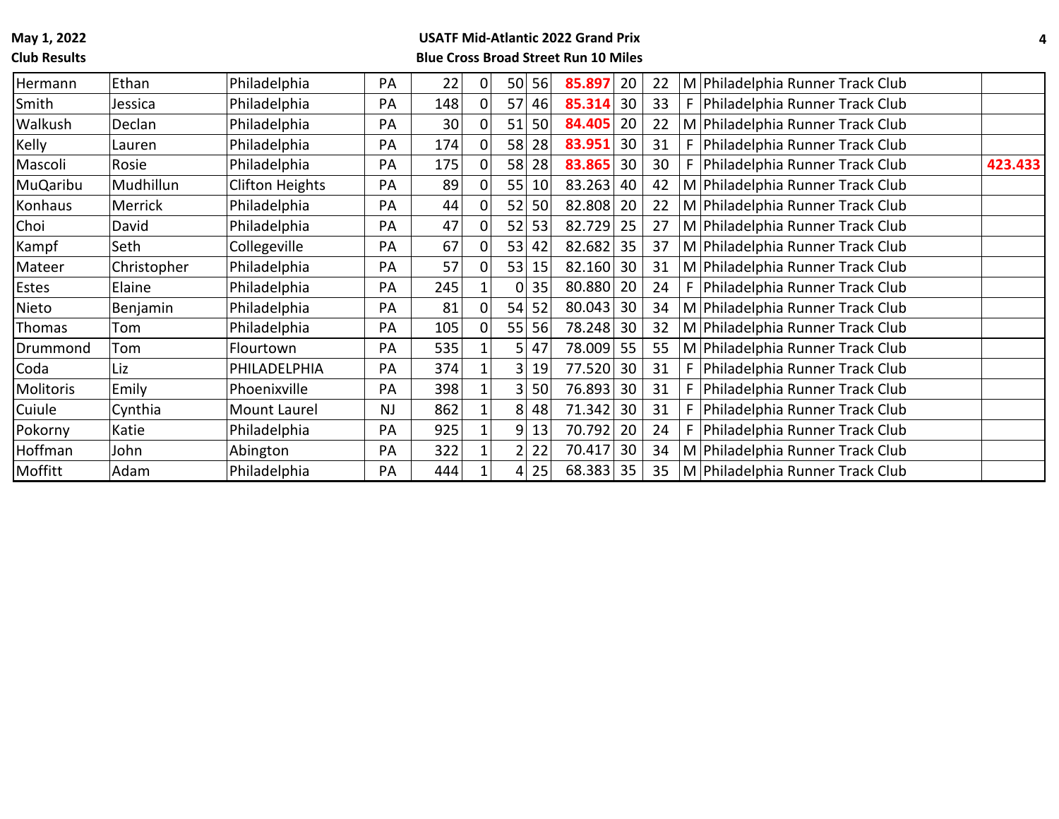**May 1, 2022**
**Club Results**

**USATF Mid-Atlantic 2022 Grand Prix**
**Blue Cross Broad Street Run 10 Miles**

| | | | | | | | | | | | | | |
|---|---|---|---|---|---|---|---|---|---|---|---|---|---|
| Hermann | Ethan | Philadelphia | PA | 22 | 0 | 50 | 56 | **85.897** | 20 | 22 | M | Philadelphia Runner Track Club | |
| Smith | Jessica | Philadelphia | PA | 148 | 0 | 57 | 46 | **85.314** | 30 | 33 | F | Philadelphia Runner Track Club | |
| Walkush | Declan | Philadelphia | PA | 30 | 0 | 51 | 50 | **84.405** | 20 | 22 | M | Philadelphia Runner Track Club | |
| Kelly | Lauren | Philadelphia | PA | 174 | 0 | 58 | 28 | **83.951** | 30 | 31 | F | Philadelphia Runner Track Club | |
| Mascoli | Rosie | Philadelphia | PA | 175 | 0 | 58 | 28 | **83.865** | 30 | 30 | F | Philadelphia Runner Track Club | **423.433** |
| MuQaribu | Mudhillun | Clifton Heights | PA | 89 | 0 | 55 | 10 | 83.263 | 40 | 42 | M | Philadelphia Runner Track Club | |
| Konhaus | Merrick | Philadelphia | PA | 44 | 0 | 52 | 50 | 82.808 | 20 | 22 | M | Philadelphia Runner Track Club | |
| Choi | David | Philadelphia | PA | 47 | 0 | 52 | 53 | 82.729 | 25 | 27 | M | Philadelphia Runner Track Club | |
| Kampf | Seth | Collegeville | PA | 67 | 0 | 53 | 42 | 82.682 | 35 | 37 | M | Philadelphia Runner Track Club | |
| Mateer | Christopher | Philadelphia | PA | 57 | 0 | 53 | 15 | 82.160 | 30 | 31 | M | Philadelphia Runner Track Club | |
| Estes | Elaine | Philadelphia | PA | 245 | 1 | 0 | 35 | 80.880 | 20 | 24 | F | Philadelphia Runner Track Club | |
| Nieto | Benjamin | Philadelphia | PA | 81 | 0 | 54 | 52 | 80.043 | 30 | 34 | M | Philadelphia Runner Track Club | |
| Thomas | Tom | Philadelphia | PA | 105 | 0 | 55 | 56 | 78.248 | 30 | 32 | M | Philadelphia Runner Track Club | |
| Drummond | Tom | Flourtown | PA | 535 | 1 | 5 | 47 | 78.009 | 55 | 55 | M | Philadelphia Runner Track Club | |
| Coda | Liz | PHILADELPHIA | PA | 374 | 1 | 3 | 19 | 77.520 | 30 | 31 | F | Philadelphia Runner Track Club | |
| Molitoris | Emily | Phoenixville | PA | 398 | 1 | 3 | 50 | 76.893 | 30 | 31 | F | Philadelphia Runner Track Club | |
| Cuiule | Cynthia | Mount Laurel | NJ | 862 | 1 | 8 | 48 | 71.342 | 30 | 31 | F | Philadelphia Runner Track Club | |
| Pokorny | Katie | Philadelphia | PA | 925 | 1 | 9 | 13 | 70.792 | 20 | 24 | F | Philadelphia Runner Track Club | |
| Hoffman | John | Abington | PA | 322 | 1 | 2 | 22 | 70.417 | 30 | 34 | M | Philadelphia Runner Track Club | |
| Moffitt | Adam | Philadelphia | PA | 444 | 1 | 4 | 25 | 68.383 | 35 | 35 | M | Philadelphia Runner Track Club | |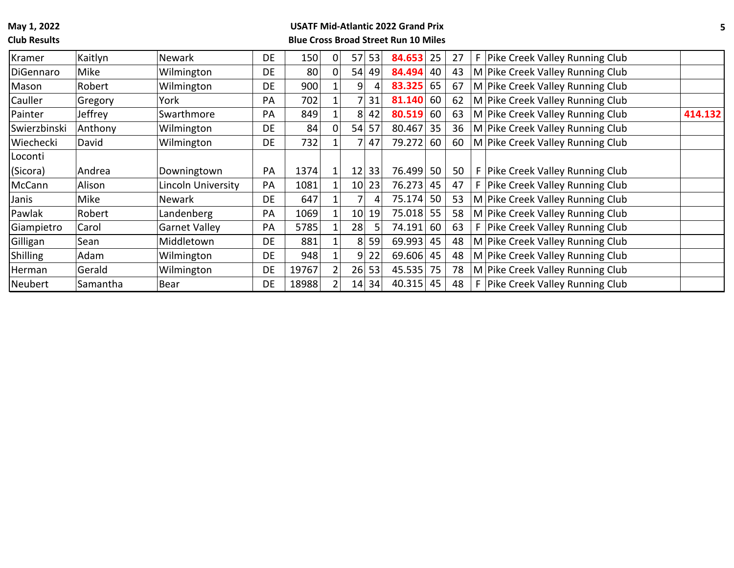**May 1, 2022**
**Club Results**

**USATF Mid-Atlantic 2022 Grand Prix**
**Blue Cross Broad Street Run 10 Miles**

| | | | | | | | | | | | | | |
|---|---|---|---|---|---|---|---|---|---|---|---|---|---|
| Kramer | Kaitlyn | Newark | DE | 150 | 0 | 57 | 53 | **84.653** | 25 | 27 | F | Pike Creek Valley Running Club | |
| DiGennaro | Mike | Wilmington | DE | 80 | 0 | 54 | 49 | **84.494** | 40 | 43 | M | Pike Creek Valley Running Club | |
| Mason | Robert | Wilmington | DE | 900 | 1 | 9 | 4 | **83.325** | 65 | 67 | M | Pike Creek Valley Running Club | |
| Cauller | Gregory | York | PA | 702 | 1 | 7 | 31 | **81.140** | 60 | 62 | M | Pike Creek Valley Running Club | |
| Painter | Jeffrey | Swarthmore | PA | 849 | 1 | 8 | 42 | **80.519** | 60 | 63 | M | Pike Creek Valley Running Club | **414.132** |
| Swierzbinski | Anthony | Wilmington | DE | 84 | 0 | 54 | 57 | 80.467 | 35 | 36 | M | Pike Creek Valley Running Club | |
| Wiechecki | David | Wilmington | DE | 732 | 1 | 7 | 47 | 79.272 | 60 | 60 | M | Pike Creek Valley Running Club | |
| Loconti (Sicora) | Andrea | Downingtown | PA | 1374 | 1 | 12 | 33 | 76.499 | 50 | 50 | F | Pike Creek Valley Running Club | |
| McCann | Alison | Lincoln University | PA | 1081 | 1 | 10 | 23 | 76.273 | 45 | 47 | F | Pike Creek Valley Running Club | |
| Janis | Mike | Newark | DE | 647 | 1 | 7 | 4 | 75.174 | 50 | 53 | M | Pike Creek Valley Running Club | |
| Pawlak | Robert | Landenberg | PA | 1069 | 1 | 10 | 19 | 75.018 | 55 | 58 | M | Pike Creek Valley Running Club | |
| Giampietro | Carol | Garnet Valley | PA | 5785 | 1 | 28 | 5 | 74.191 | 60 | 63 | F | Pike Creek Valley Running Club | |
| Gilligan | Sean | Middletown | DE | 881 | 1 | 8 | 59 | 69.993 | 45 | 48 | M | Pike Creek Valley Running Club | |
| Shilling | Adam | Wilmington | DE | 948 | 1 | 9 | 22 | 69.606 | 45 | 48 | M | Pike Creek Valley Running Club | |
| Herman | Gerald | Wilmington | DE | 19767 | 2 | 26 | 53 | 45.535 | 75 | 78 | M | Pike Creek Valley Running Club | |
| Neubert | Samantha | Bear | DE | 18988 | 2 | 14 | 34 | 40.315 | 45 | 48 | F | Pike Creek Valley Running Club | |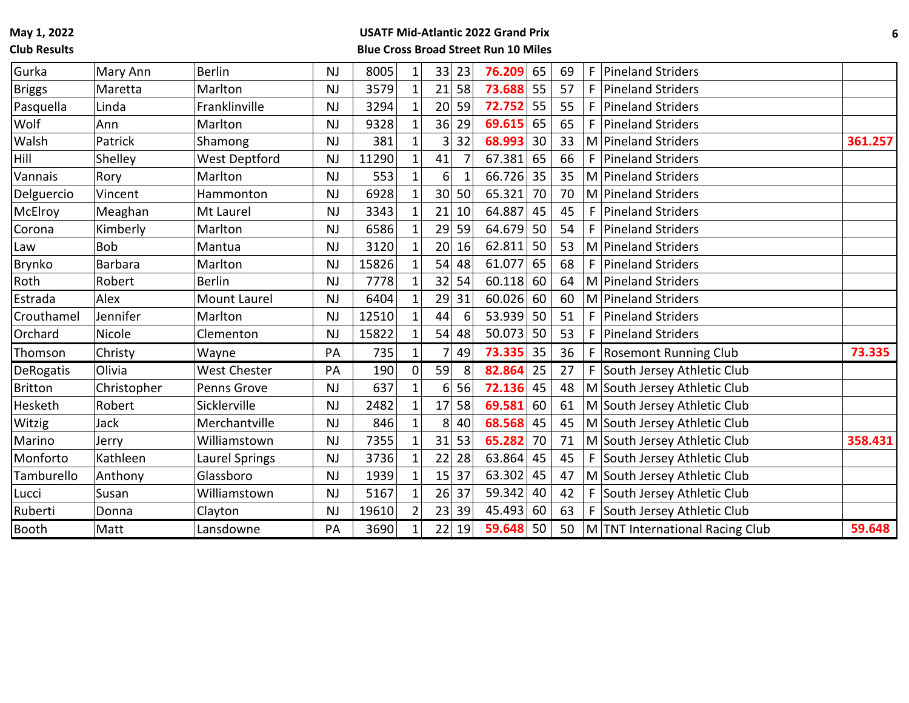**May 1, 2022**
**Club Results**

**USATF Mid-Atlantic 2022 Grand Prix**
**Blue Cross Broad Street Run 10 Miles**

| | | | | | | | | | | | | | |
|---|---|---|---|---|---|---|---|---|---|---|---|---|---|
| Gurka | Mary Ann | Berlin | NJ | 8005 | 1 | 33 | 23 | **76.209** | 65 | 69 | F | Pineland Striders | |
| Briggs | Maretta | Marlton | NJ | 3579 | 1 | 21 | 58 | **73.688** | 55 | 57 | F | Pineland Striders | |
| Pasquella | Linda | Franklinville | NJ | 3294 | 1 | 20 | 59 | **72.752** | 55 | 55 | F | Pineland Striders | |
| Wolf | Ann | Marlton | NJ | 9328 | 1 | 36 | 29 | **69.615** | 65 | 65 | F | Pineland Striders | |
| Walsh | Patrick | Shamong | NJ | 381 | 1 | 3 | 32 | **68.993** | 30 | 33 | M | Pineland Striders | **361.257** |
| Hill | Shelley | West Deptford | NJ | 11290 | 1 | 41 | 7 | 67.381 | 65 | 66 | F | Pineland Striders | |
| Vannais | Rory | Marlton | NJ | 553 | 1 | 6 | 1 | 66.726 | 35 | 35 | M | Pineland Striders | |
| Delguercio | Vincent | Hammonton | NJ | 6928 | 1 | 30 | 50 | 65.321 | 70 | 70 | M | Pineland Striders | |
| McElroy | Meaghan | Mt Laurel | NJ | 3343 | 1 | 21 | 10 | 64.887 | 45 | 45 | F | Pineland Striders | |
| Corona | Kimberly | Marlton | NJ | 6586 | 1 | 29 | 59 | 64.679 | 50 | 54 | F | Pineland Striders | |
| Law | Bob | Mantua | NJ | 3120 | 1 | 20 | 16 | 62.811 | 50 | 53 | M | Pineland Striders | |
| Brynko | Barbara | Marlton | NJ | 15826 | 1 | 54 | 48 | 61.077 | 65 | 68 | F | Pineland Striders | |
| Roth | Robert | Berlin | NJ | 7778 | 1 | 32 | 54 | 60.118 | 60 | 64 | M | Pineland Striders | |
| Estrada | Alex | Mount Laurel | NJ | 6404 | 1 | 29 | 31 | 60.026 | 60 | 60 | M | Pineland Striders | |
| Crouthamel | Jennifer | Marlton | NJ | 12510 | 1 | 44 | 6 | 53.939 | 50 | 51 | F | Pineland Striders | |
| Orchard | Nicole | Clementon | NJ | 15822 | 1 | 54 | 48 | 50.073 | 50 | 53 | F | Pineland Striders | |
| Thomson | Christy | Wayne | PA | 735 | 1 | 7 | 49 | **73.335** | 35 | 36 | F | Rosemont Running Club | **73.335** |
| DeRogatis | Olivia | West Chester | PA | 190 | 0 | 59 | 8 | **82.864** | 25 | 27 | F | South Jersey Athletic Club | |
| Britton | Christopher | Penns Grove | NJ | 637 | 1 | 6 | 56 | **72.136** | 45 | 48 | M | South Jersey Athletic Club | |
| Hesketh | Robert | Sicklerville | NJ | 2482 | 1 | 17 | 58 | **69.581** | 60 | 61 | M | South Jersey Athletic Club | |
| Witzig | Jack | Merchantville | NJ | 846 | 1 | 8 | 40 | **68.568** | 45 | 45 | M | South Jersey Athletic Club | |
| Marino | Jerry | Williamstown | NJ | 7355 | 1 | 31 | 53 | **65.282** | 70 | 71 | M | South Jersey Athletic Club | **358.431** |
| Monforto | Kathleen | Laurel Springs | NJ | 3736 | 1 | 22 | 28 | 63.864 | 45 | 45 | F | South Jersey Athletic Club | |
| Tamburello | Anthony | Glassboro | NJ | 1939 | 1 | 15 | 37 | 63.302 | 45 | 47 | M | South Jersey Athletic Club | |
| Lucci | Susan | Williamstown | NJ | 5167 | 1 | 26 | 37 | 59.342 | 40 | 42 | F | South Jersey Athletic Club | |
| Ruberti | Donna | Clayton | NJ | 19610 | 2 | 23 | 39 | 45.493 | 60 | 63 | F | South Jersey Athletic Club | |
| Booth | Matt | Lansdowne | PA | 3690 | 1 | 22 | 19 | **59.648** | 50 | 50 | M | TNT International Racing Club | **59.648** |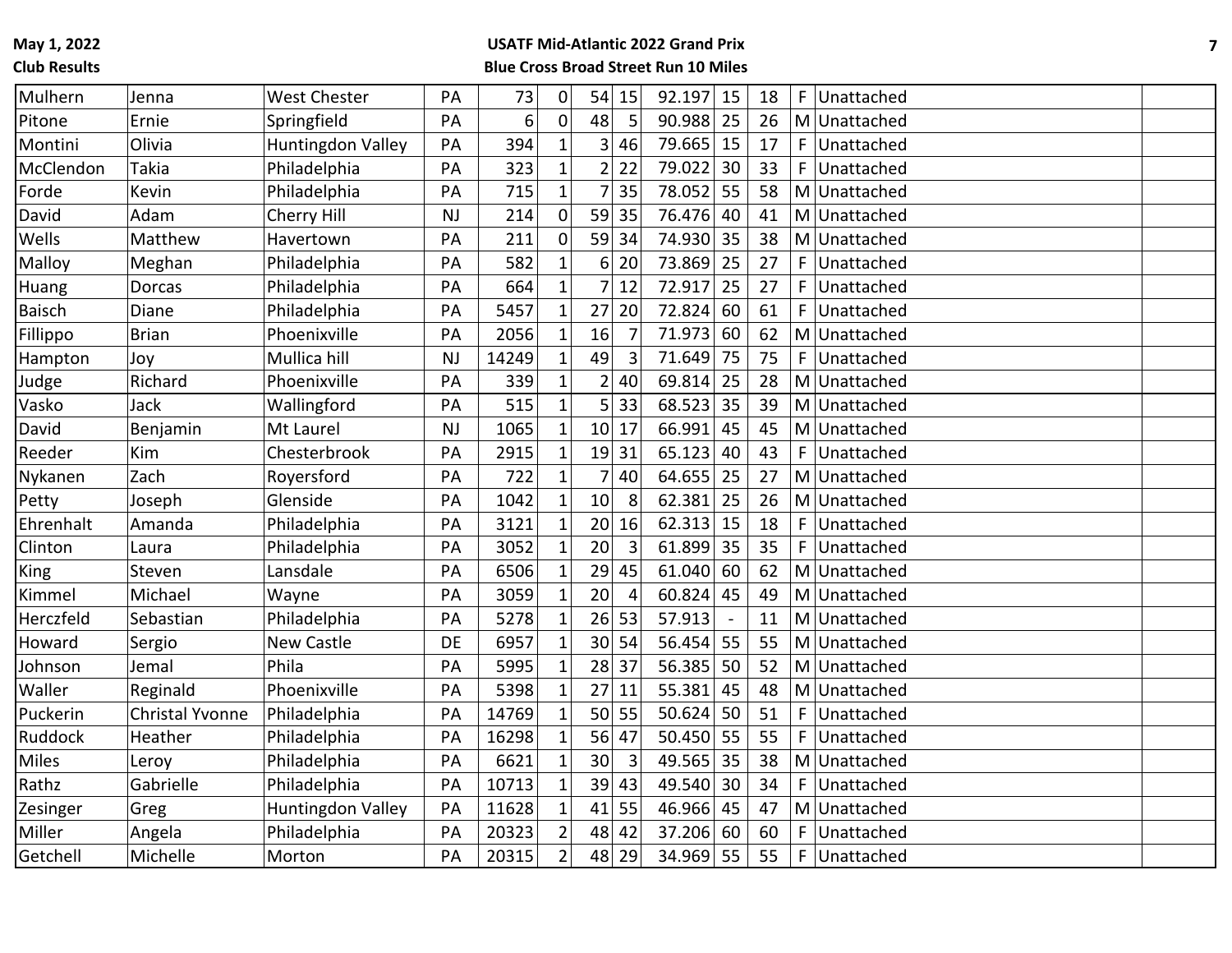**May 1, 2022**
**Club Results**

**USATF Mid-Atlantic 2022 Grand Prix**
**Blue Cross Broad Street Run 10 Miles**

| | | | | | | | | | | | | | |
|---|---|---|---|---|---|---|---|---|---|---|---|---|---|
| Mulhern | Jenna | West Chester | PA | 73 | 0 | 54 | 15 | 92.197 | 15 | 18 | F | Unattached | |
| Pitone | Ernie | Springfield | PA | 6 | 0 | 48 | 5 | 90.988 | 25 | 26 | M | Unattached | |
| Montini | Olivia | Huntingdon Valley | PA | 394 | 1 | 3 | 46 | 79.665 | 15 | 17 | F | Unattached | |
| McClendon | Takia | Philadelphia | PA | 323 | 1 | 2 | 22 | 79.022 | 30 | 33 | F | Unattached | |
| Forde | Kevin | Philadelphia | PA | 715 | 1 | 7 | 35 | 78.052 | 55 | 58 | M | Unattached | |
| David | Adam | Cherry Hill | NJ | 214 | 0 | 59 | 35 | 76.476 | 40 | 41 | M | Unattached | |
| Wells | Matthew | Havertown | PA | 211 | 0 | 59 | 34 | 74.930 | 35 | 38 | M | Unattached | |
| Malloy | Meghan | Philadelphia | PA | 582 | 1 | 6 | 20 | 73.869 | 25 | 27 | F | Unattached | |
| Huang | Dorcas | Philadelphia | PA | 664 | 1 | 7 | 12 | 72.917 | 25 | 27 | F | Unattached | |
| Baisch | Diane | Philadelphia | PA | 5457 | 1 | 27 | 20 | 72.824 | 60 | 61 | F | Unattached | |
| Fillippo | Brian | Phoenixville | PA | 2056 | 1 | 16 | 7 | 71.973 | 60 | 62 | M | Unattached | |
| Hampton | Joy | Mullica hill | NJ | 14249 | 1 | 49 | 3 | 71.649 | 75 | 75 | F | Unattached | |
| Judge | Richard | Phoenixville | PA | 339 | 1 | 2 | 40 | 69.814 | 25 | 28 | M | Unattached | |
| Vasko | Jack | Wallingford | PA | 515 | 1 | 5 | 33 | 68.523 | 35 | 39 | M | Unattached | |
| David | Benjamin | Mt Laurel | NJ | 1065 | 1 | 10 | 17 | 66.991 | 45 | 45 | M | Unattached | |
| Reeder | Kim | Chesterbrook | PA | 2915 | 1 | 19 | 31 | 65.123 | 40 | 43 | F | Unattached | |
| Nykanen | Zach | Royersford | PA | 722 | 1 | 7 | 40 | 64.655 | 25 | 27 | M | Unattached | |
| Petty | Joseph | Glenside | PA | 1042 | 1 | 10 | 8 | 62.381 | 25 | 26 | M | Unattached | |
| Ehrenhalt | Amanda | Philadelphia | PA | 3121 | 1 | 20 | 16 | 62.313 | 15 | 18 | F | Unattached | |
| Clinton | Laura | Philadelphia | PA | 3052 | 1 | 20 | 3 | 61.899 | 35 | 35 | F | Unattached | |
| King | Steven | Lansdale | PA | 6506 | 1 | 29 | 45 | 61.040 | 60 | 62 | M | Unattached | |
| Kimmel | Michael | Wayne | PA | 3059 | 1 | 20 | 4 | 60.824 | 45 | 49 | M | Unattached | |
| Herczfeld | Sebastian | Philadelphia | PA | 5278 | 1 | 26 | 53 | 57.913 | - | 11 | M | Unattached | |
| Howard | Sergio | New Castle | DE | 6957 | 1 | 30 | 54 | 56.454 | 55 | 55 | M | Unattached | |
| Johnson | Jemal | Phila | PA | 5995 | 1 | 28 | 37 | 56.385 | 50 | 52 | M | Unattached | |
| Waller | Reginald | Phoenixville | PA | 5398 | 1 | 27 | 11 | 55.381 | 45 | 48 | M | Unattached | |
| Puckerin | Christal Yvonne | Philadelphia | PA | 14769 | 1 | 50 | 55 | 50.624 | 50 | 51 | F | Unattached | |
| Ruddock | Heather | Philadelphia | PA | 16298 | 1 | 56 | 47 | 50.450 | 55 | 55 | F | Unattached | |
| Miles | Leroy | Philadelphia | PA | 6621 | 1 | 30 | 3 | 49.565 | 35 | 38 | M | Unattached | |
| Rathz | Gabrielle | Philadelphia | PA | 10713 | 1 | 39 | 43 | 49.540 | 30 | 34 | F | Unattached | |
| Zesinger | Greg | Huntingdon Valley | PA | 11628 | 1 | 41 | 55 | 46.966 | 45 | 47 | M | Unattached | |
| Miller | Angela | Philadelphia | PA | 20323 | 2 | 48 | 42 | 37.206 | 60 | 60 | F | Unattached | |
| Getchell | Michelle | Morton | PA | 20315 | 2 | 48 | 29 | 34.969 | 55 | 55 | F | Unattached | |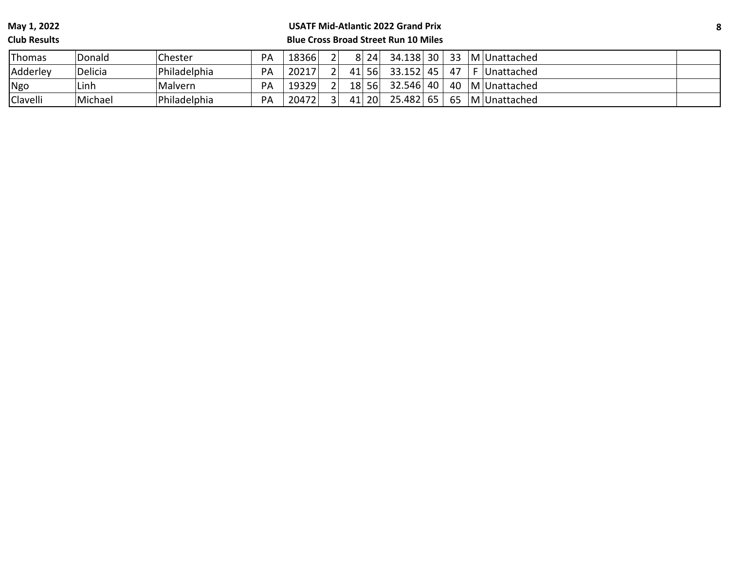| | | | | | | | | | | | | | |
|---|---|---|---|---|---|---|---|---|---|---|---|---|---|
| Thomas | Donald | Chester | PA | 18366 | 2 | 8 | 24 | 34.138 | 30 | 33 | M | Unattached | |
| Adderley | Delicia | Philadelphia | PA | 20217 | 2 | 41 | 56 | 33.152 | 45 | 47 | F | Unattached | |
| Ngo | Linh | Malvern | PA | 19329 | 2 | 18 | 56 | 32.546 | 40 | 40 | M | Unattached | |
| Clavelli | Michael | Philadelphia | PA | 20472 | 3 | 41 | 20 | 25.482 | 65 | 65 | M | Unattached | |